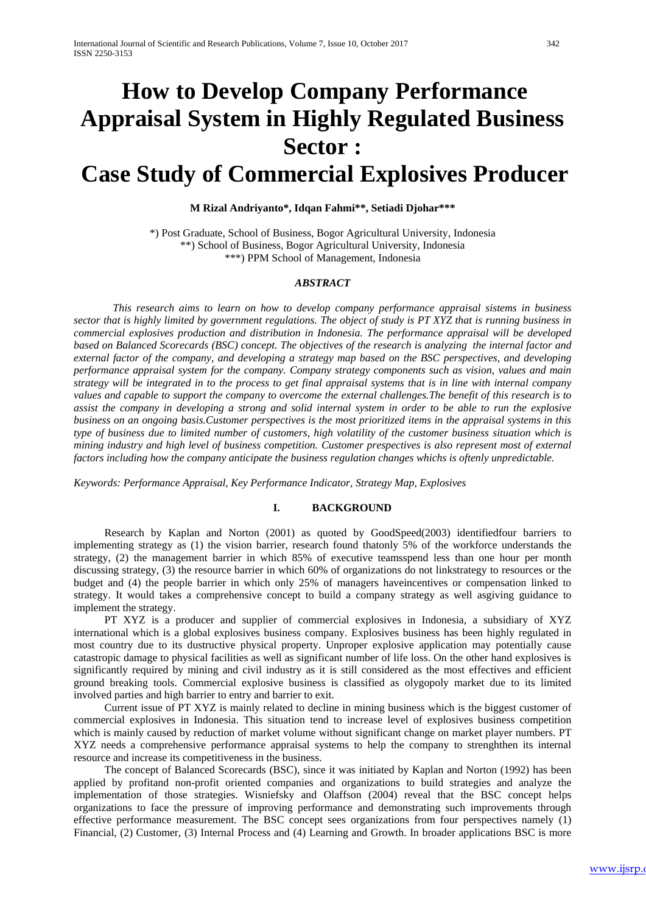# How to Develop Company Performance Appraisal System in Highly Regulated Business Sector :
# Case Study of Commercial Explosives Producer

**M Rizal Andriyanto\*, Idqan Fahmi\*\*, Setiadi Djohar\*\*\***

\*) Post Graduate, School of Business, Bogor Agricultural University, Indonesia
\*\*) School of Business, Bogor Agricultural University, Indonesia
\*\*\*) PPM School of Management, Indonesia

***ABSTRACT***

*This research aims to learn on how to develop company performance appraisal sistems in business sector that is highly limited by government regulations. The object of study is PT XYZ that is running business in commercial explosives production and distribution in Indonesia. The performance appraisal will be developed based on Balanced Scorecards (BSC) concept. The objectives of the research is analyzing the internal factor and external factor of the company, and developing a strategy map based on the BSC perspectives, and developing performance appraisal system for the company. Company strategy components such as vision, values and main strategy will be integrated in to the process to get final appraisal systems that is in line with internal company values and capable to support the company to overcome the external challenges.The benefit of this research is to assist the company in developing a strong and solid internal system in order to be able to run the explosive business on an ongoing basis.Customer perspectives is the most prioritized items in the appraisal systems in this type of business due to limited number of customers, high volatility of the customer business situation which is mining industry and high level of business competition. Customer prespectives is also represent most of external factors including how the company anticipate the business regulation changes whichs is oftenly unpredictable.*

*Keywords: Performance Appraisal, Key Performance Indicator, Strategy Map, Explosives*

## I. BACKGROUND

Research by Kaplan and Norton (2001) as quoted by GoodSpeed(2003) identifiedfour barriers to implementing strategy as (1) the vision barrier, research found thatonly 5% of the workforce understands the strategy, (2) the management barrier in which 85% of executive teamsspend less than one hour per month discussing strategy, (3) the resource barrier in which 60% of organizations do not linkstrategy to resources or the budget and (4) the people barrier in which only 25% of managers haveincentives or compensation linked to strategy. It would takes a comprehensive concept to build a company strategy as well asgiving guidance to implement the strategy.

PT XYZ is a producer and supplier of commercial explosives in Indonesia, a subsidiary of XYZ international which is a global explosives business company. Explosives business has been highly regulated in most country due to its dustructive physical property. Unproper explosive application may potentially cause catastropic damage to physical facilities as well as significant number of life loss. On the other hand explosives is significantly required by mining and civil industry as it is still considered as the most effectives and efficient ground breaking tools. Commercial explosive business is classified as olygopoly market due to its limited involved parties and high barrier to entry and barrier to exit.

Current issue of PT XYZ is mainly related to decline in mining business which is the biggest customer of commercial explosives in Indonesia. This situation tend to increase level of explosives business competition which is mainly caused by reduction of market volume without significant change on market player numbers. PT XYZ needs a comprehensive performance appraisal systems to help the company to strenghthen its internal resource and increase its competitiveness in the business.

The concept of Balanced Scorecards (BSC), since it was initiated by Kaplan and Norton (1992) has been applied by profitand non-profit oriented companies and organizations to build strategies and analyze the implementation of those strategies. Wisniefsky and Olaffson (2004) reveal that the BSC concept helps organizations to face the pressure of improving performance and demonstrating such improvements through effective performance measurement. The BSC concept sees organizations from four perspectives namely (1) Financial, (2) Customer, (3) Internal Process and (4) Learning and Growth. In broader applications BSC is more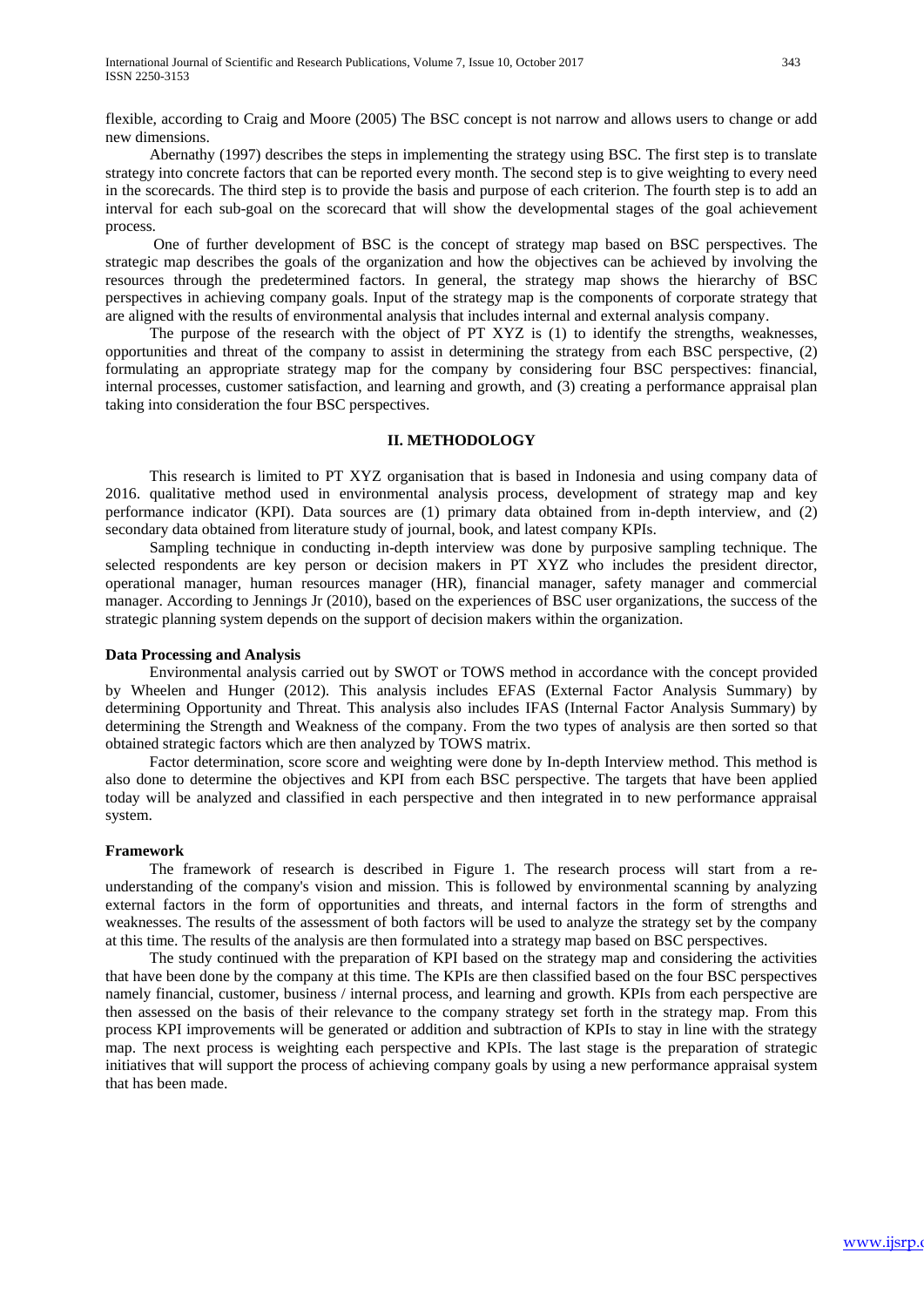flexible, according to Craig and Moore (2005) The BSC concept is not narrow and allows users to change or add new dimensions.

Abernathy (1997) describes the steps in implementing the strategy using BSC. The first step is to translate strategy into concrete factors that can be reported every month. The second step is to give weighting to every need in the scorecards. The third step is to provide the basis and purpose of each criterion. The fourth step is to add an interval for each sub-goal on the scorecard that will show the developmental stages of the goal achievement process.

One of further development of BSC is the concept of strategy map based on BSC perspectives. The strategic map describes the goals of the organization and how the objectives can be achieved by involving the resources through the predetermined factors. In general, the strategy map shows the hierarchy of BSC perspectives in achieving company goals. Input of the strategy map is the components of corporate strategy that are aligned with the results of environmental analysis that includes internal and external analysis company.

The purpose of the research with the object of PT XYZ is (1) to identify the strengths, weaknesses, opportunities and threat of the company to assist in determining the strategy from each BSC perspective, (2) formulating an appropriate strategy map for the company by considering four BSC perspectives: financial, internal processes, customer satisfaction, and learning and growth, and (3) creating a performance appraisal plan taking into consideration the four BSC perspectives.

## II. METHODOLOGY

This research is limited to PT XYZ organisation that is based in Indonesia and using company data of 2016. qualitative method used in environmental analysis process, development of strategy map and key performance indicator (KPI). Data sources are (1) primary data obtained from in-depth interview, and (2) secondary data obtained from literature study of journal, book, and latest company KPIs.

Sampling technique in conducting in-depth interview was done by purposive sampling technique. The selected respondents are key person or decision makers in PT XYZ who includes the president director, operational manager, human resources manager (HR), financial manager, safety manager and commercial manager. According to Jennings Jr (2010), based on the experiences of BSC user organizations, the success of the strategic planning system depends on the support of decision makers within the organization.

### Data Processing and Analysis

Environmental analysis carried out by SWOT or TOWS method in accordance with the concept provided by Wheelen and Hunger (2012). This analysis includes EFAS (External Factor Analysis Summary) by determining Opportunity and Threat. This analysis also includes IFAS (Internal Factor Analysis Summary) by determining the Strength and Weakness of the company. From the two types of analysis are then sorted so that obtained strategic factors which are then analyzed by TOWS matrix.

Factor determination, score score and weighting were done by In-depth Interview method. This method is also done to determine the objectives and KPI from each BSC perspective. The targets that have been applied today will be analyzed and classified in each perspective and then integrated in to new performance appraisal system.

### Framework

The framework of research is described in Figure 1. The research process will start from a re-understanding of the company's vision and mission. This is followed by environmental scanning by analyzing external factors in the form of opportunities and threats, and internal factors in the form of strengths and weaknesses. The results of the assessment of both factors will be used to analyze the strategy set by the company at this time. The results of the analysis are then formulated into a strategy map based on BSC perspectives.

The study continued with the preparation of KPI based on the strategy map and considering the activities that have been done by the company at this time. The KPIs are then classified based on the four BSC perspectives namely financial, customer, business / internal process, and learning and growth. KPIs from each perspective are then assessed on the basis of their relevance to the company strategy set forth in the strategy map. From this process KPI improvements will be generated or addition and subtraction of KPIs to stay in line with the strategy map. The next process is weighting each perspective and KPIs. The last stage is the preparation of strategic initiatives that will support the process of achieving company goals by using a new performance appraisal system that has been made.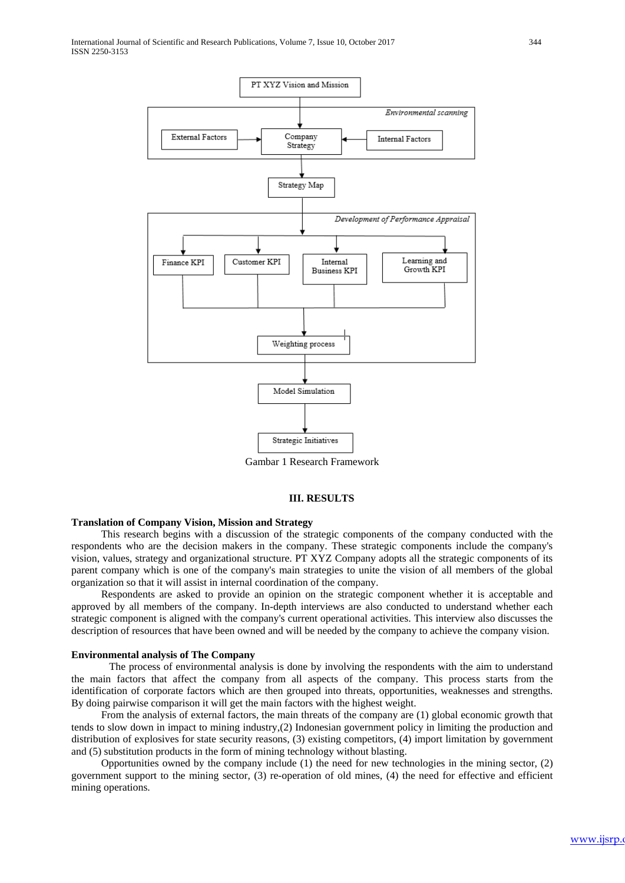PT XYZ Vision and Mission

*Environmental scanning*

External Factors → Company Strategy ← Internal Factors

Strategy Map

*Development of Performance Appraisal*

Finance KPI | Customer KPI | Internal Business KPI | Learning and Growth KPI

Weighting process

Model Simulation

Strategic Initiatives

Gambar 1 Research Framework

## III. RESULTS

### Translation of Company Vision, Mission and Strategy

This research begins with a discussion of the strategic components of the company conducted with the respondents who are the decision makers in the company. These strategic components include the company's vision, values, strategy and organizational structure. PT XYZ Company adopts all the strategic components of its parent company which is one of the company's main strategies to unite the vision of all members of the global organization so that it will assist in internal coordination of the company.

Respondents are asked to provide an opinion on the strategic component whether it is acceptable and approved by all members of the company. In-depth interviews are also conducted to understand whether each strategic component is aligned with the company's current operational activities. This interview also discusses the description of resources that have been owned and will be needed by the company to achieve the company vision.

### Environmental analysis of The Company

The process of environmental analysis is done by involving the respondents with the aim to understand the main factors that affect the company from all aspects of the company. This process starts from the identification of corporate factors which are then grouped into threats, opportunities, weaknesses and strengths. By doing pairwise comparison it will get the main factors with the highest weight.

From the analysis of external factors, the main threats of the company are (1) global economic growth that tends to slow down in impact to mining industry,(2) Indonesian government policy in limiting the production and distribution of explosives for state security reasons, (3) existing competitors, (4) import limitation by government and (5) substitution products in the form of mining technology without blasting.

Opportunities owned by the company include (1) the need for new technologies in the mining sector, (2) government support to the mining sector, (3) re-operation of old mines, (4) the need for effective and efficient mining operations.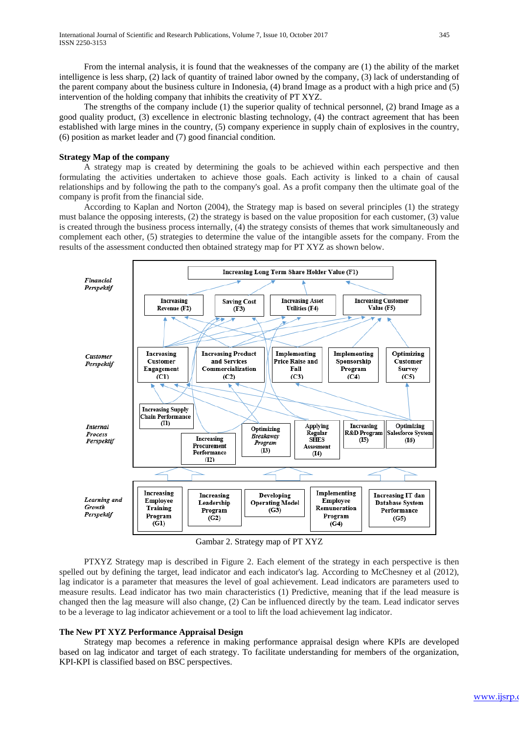From the internal analysis, it is found that the weaknesses of the company are (1) the ability of the market intelligence is less sharp, (2) lack of quantity of trained labor owned by the company, (3) lack of understanding of the parent company about the business culture in Indonesia, (4) brand Image as a product with a high price and (5) intervention of the holding company that inhibits the creativity of PT XYZ.

The strengths of the company include (1) the superior quality of technical personnel, (2) brand Image as a good quality product, (3) excellence in electronic blasting technology, (4) the contract agreement that has been established with large mines in the country, (5) company experience in supply chain of explosives in the country, (6) position as market leader and (7) good financial condition.

**Strategy Map of the company**

A strategy map is created by determining the goals to be achieved within each perspective and then formulating the activities undertaken to achieve those goals. Each activity is linked to a chain of causal relationships and by following the path to the company's goal. As a profit company then the ultimate goal of the company is profit from the financial side.

According to Kaplan and Norton (2004), the Strategy map is based on several principles (1) the strategy must balance the opposing interests, (2) the strategy is based on the value proposition for each customer, (3) value is created through the business process internally, (4) the strategy consists of themes that work simultaneously and complement each other, (5) strategies to determine the value of the intangible assets for the company. From the results of the assessment conducted then obtained strategy map for PT XYZ as shown below.

*Financial Perspektif*: Increasing Long Term Share Holder Value (F1); Increasing Revenue (F2); Saving Cost (F3); Increasing Asset Utilities (F4); Increasing Customer Value (F5)

*Customer Perspektif*: Increasing Customer Engagement (C1); Increasing Product and Services Commercialization (C2); Implementing Price Raise and Fall (C3); Implementing Sponsorship Program (C4); Optimizing Customer Survey (C5)

*Internal Process Perspektif*: Increasing Supply Chain Performance (I1); Increasing Procurement Performance (I2); Optimizing *Breakaway Program* (I3); Applying Regular SHES Assesment (I4); Increasing R&D Program (I5); Optimizing Salesforce System (I6)

*Learning and Growth Perspektif*: Increasing Employee Training Program (G1); Increasing Leadership Program (G2); Developing Operating Model (G3); Implementing Employee Remuneration Program (G4); Increasing IT dan Database System Performance (G5)

Gambar 2. Strategy map of PT XYZ

PTXYZ Strategy map is described in Figure 2. Each element of the strategy in each perspective is then spelled out by defining the target, lead indicator and each indicator's lag. According to McChesney et al (2012), lag indicator is a parameter that measures the level of goal achievement. Lead indicators are parameters used to measure results. Lead indicator has two main characteristics (1) Predictive, meaning that if the lead measure is changed then the lag measure will also change, (2) Can be influenced directly by the team. Lead indicator serves to be a leverage to lag indicator achievement or a tool to lift the load achievement lag indicator.

**The New PT XYZ Performance Appraisal Design**

Strategy map becomes a reference in making performance appraisal design where KPIs are developed based on lag indicator and target of each strategy. To facilitate understanding for members of the organization, KPI-KPI is classified based on BSC perspectives.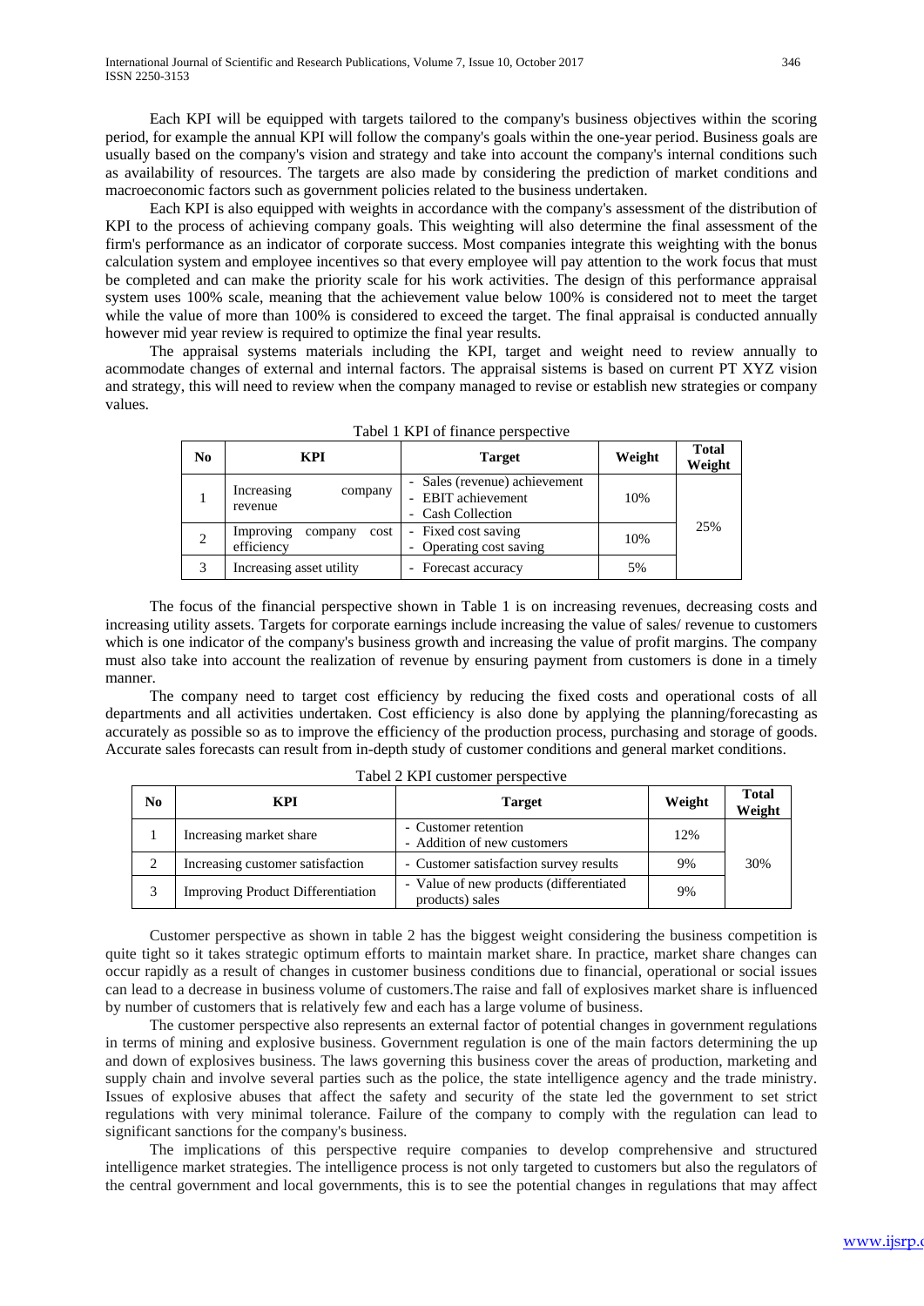Each KPI will be equipped with targets tailored to the company's business objectives within the scoring period, for example the annual KPI will follow the company's goals within the one-year period. Business goals are usually based on the company's vision and strategy and take into account the company's internal conditions such as availability of resources. The targets are also made by considering the prediction of market conditions and macroeconomic factors such as government policies related to the business undertaken.

Each KPI is also equipped with weights in accordance with the company's assessment of the distribution of KPI to the process of achieving company goals. This weighting will also determine the final assessment of the firm's performance as an indicator of corporate success. Most companies integrate this weighting with the bonus calculation system and employee incentives so that every employee will pay attention to the work focus that must be completed and can make the priority scale for his work activities. The design of this performance appraisal system uses 100% scale, meaning that the achievement value below 100% is considered not to meet the target while the value of more than 100% is considered to exceed the target. The final appraisal is conducted annually however mid year review is required to optimize the final year results.

The appraisal systems materials including the KPI, target and weight need to review annually to acommodate changes of external and internal factors. The appraisal sistems is based on current PT XYZ vision and strategy, this will need to review when the company managed to revise or establish new strategies or company values.

Tabel 1 KPI of finance perspective

| No | KPI | Target | Weight | Total Weight |
|---|---|---|---|---|
| 1 | Increasing company revenue | - Sales (revenue) achievement<br>- EBIT achievement<br>- Cash Collection | 10% | 25% |
| 2 | Improving company cost efficiency | - Fixed cost saving<br>- Operating cost saving | 10% | |
| 3 | Increasing asset utility | - Forecast accuracy | 5% | |

The focus of the financial perspective shown in Table 1 is on increasing revenues, decreasing costs and increasing utility assets. Targets for corporate earnings include increasing the value of sales/ revenue to customers which is one indicator of the company's business growth and increasing the value of profit margins. The company must also take into account the realization of revenue by ensuring payment from customers is done in a timely manner.

The company need to target cost efficiency by reducing the fixed costs and operational costs of all departments and all activities undertaken. Cost efficiency is also done by applying the planning/forecasting as accurately as possible so as to improve the efficiency of the production process, purchasing and storage of goods. Accurate sales forecasts can result from in-depth study of customer conditions and general market conditions.

Tabel 2 KPI customer perspective

| No | KPI | Target | Weight | Total Weight |
|---|---|---|---|---|
| 1 | Increasing market share | - Customer retention<br>- Addition of new customers | 12% | 30% |
| 2 | Increasing customer satisfaction | - Customer satisfaction survey results | 9% | |
| 3 | Improving Product Differentiation | - Value of new products (differentiated products) sales | 9% | |

Customer perspective as shown in table 2 has the biggest weight considering the business competition is quite tight so it takes strategic optimum efforts to maintain market share. In practice, market share changes can occur rapidly as a result of changes in customer business conditions due to financial, operational or social issues can lead to a decrease in business volume of customers.The raise and fall of explosives market share is influenced by number of customers that is relatively few and each has a large volume of business.

The customer perspective also represents an external factor of potential changes in government regulations in terms of mining and explosive business. Government regulation is one of the main factors determining the up and down of explosives business. The laws governing this business cover the areas of production, marketing and supply chain and involve several parties such as the police, the state intelligence agency and the trade ministry. Issues of explosive abuses that affect the safety and security of the state led the government to set strict regulations with very minimal tolerance. Failure of the company to comply with the regulation can lead to significant sanctions for the company's business.

The implications of this perspective require companies to develop comprehensive and structured intelligence market strategies. The intelligence process is not only targeted to customers but also the regulators of the central government and local governments, this is to see the potential changes in regulations that may affect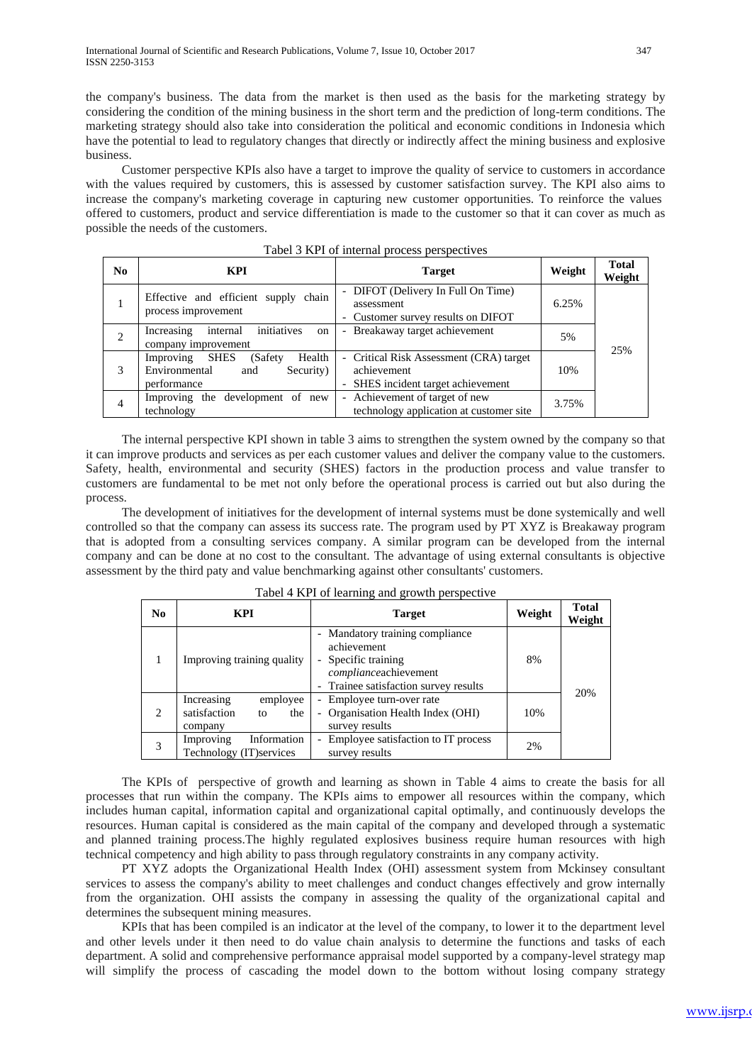the company's business. The data from the market is then used as the basis for the marketing strategy by considering the condition of the mining business in the short term and the prediction of long-term conditions. The marketing strategy should also take into consideration the political and economic conditions in Indonesia which have the potential to lead to regulatory changes that directly or indirectly affect the mining business and explosive business.

Customer perspective KPIs also have a target to improve the quality of service to customers in accordance with the values required by customers, this is assessed by customer satisfaction survey. The KPI also aims to increase the company's marketing coverage in capturing new customer opportunities. To reinforce the values offered to customers, product and service differentiation is made to the customer so that it can cover as much as possible the needs of the customers.

Tabel 3 KPI of internal process perspectives

| No | KPI | Target | Weight | Total Weight |
|---|---|---|---|---|
| 1 | Effective and efficient supply chain process improvement | - DIFOT (Delivery In Full On Time) assessment<br>- Customer survey results on DIFOT | 6.25% | 25% |
| 2 | Increasing internal initiatives on company improvement | - Breakaway target achievement | 5% | |
| 3 | Improving SHES (Safety Health Environmental and Security) performance | - Critical Risk Assessment (CRA) target achievement<br>- SHES incident target achievement | 10% | |
| 4 | Improving the development of new technology | - Achievement of target of new technology application at customer site | 3.75% | |

The internal perspective KPI shown in table 3 aims to strengthen the system owned by the company so that it can improve products and services as per each customer values and deliver the company value to the customers. Safety, health, environmental and security (SHES) factors in the production process and value transfer to customers are fundamental to be met not only before the operational process is carried out but also during the process.

The development of initiatives for the development of internal systems must be done systemically and well controlled so that the company can assess its success rate. The program used by PT XYZ is Breakaway program that is adopted from a consulting services company. A similar program can be developed from the internal company and can be done at no cost to the consultant. The advantage of using external consultants is objective assessment by the third paty and value benchmarking against other consultants' customers.

Tabel 4 KPI of learning and growth perspective

| No | KPI | Target | Weight | Total Weight |
|---|---|---|---|---|
| 1 | Improving training quality | - Mandatory training compliance achievement<br>- Specific training *compliance*achievement<br>- Trainee satisfaction survey results | 8% | 20% |
| 2 | Increasing employee satisfaction to the company | - Employee turn-over rate<br>- Organisation Health Index (OHI) survey results | 10% | |
| 3 | Improving Information Technology (IT)services | - Employee satisfaction to IT process survey results | 2% | |

The KPIs of perspective of growth and learning as shown in Table 4 aims to create the basis for all processes that run within the company. The KPIs aims to empower all resources within the company, which includes human capital, information capital and organizational capital optimally, and continuously develops the resources. Human capital is considered as the main capital of the company and developed through a systematic and planned training process.The highly regulated explosives business require human resources with high technical competency and high ability to pass through regulatory constraints in any company activity.

PT XYZ adopts the Organizational Health Index (OHI) assessment system from Mckinsey consultant services to assess the company's ability to meet challenges and conduct changes effectively and grow internally from the organization. OHI assists the company in assessing the quality of the organizational capital and determines the subsequent mining measures.

KPIs that has been compiled is an indicator at the level of the company, to lower it to the department level and other levels under it then need to do value chain analysis to determine the functions and tasks of each department. A solid and comprehensive performance appraisal model supported by a company-level strategy map will simplify the process of cascading the model down to the bottom without losing company strategy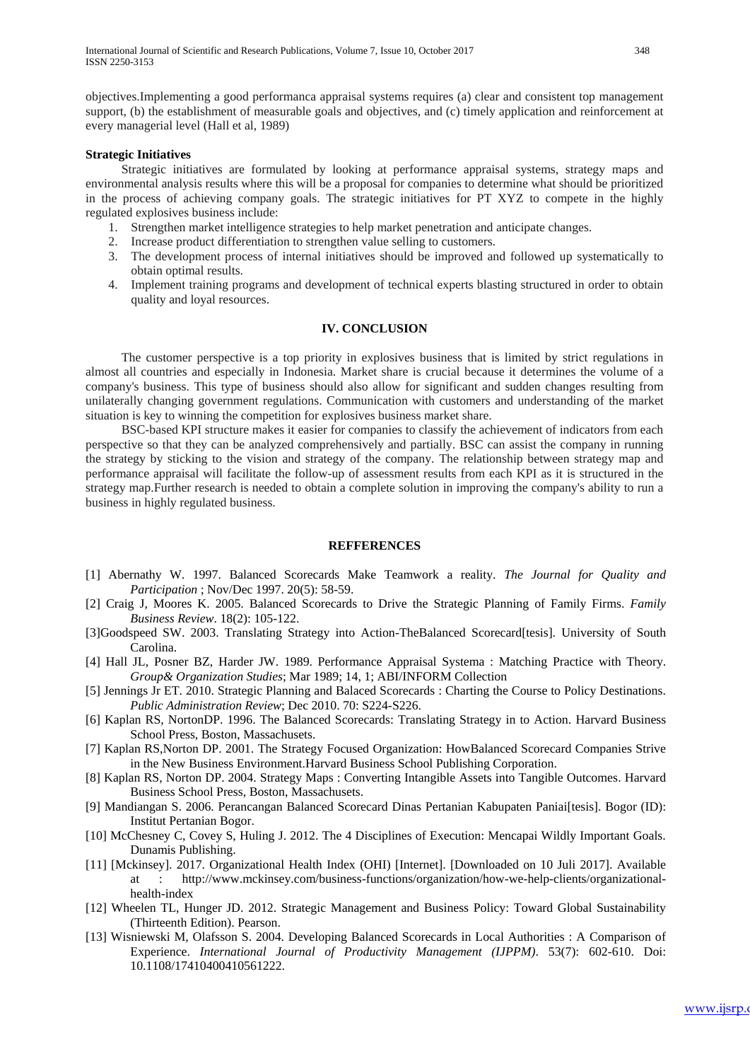objectives.Implementing a good performanca appraisal systems requires (a) clear and consistent top management support, (b) the establishment of measurable goals and objectives, and (c) timely application and reinforcement at every managerial level (Hall et al, 1989)

**Strategic Initiatives**

Strategic initiatives are formulated by looking at performance appraisal systems, strategy maps and environmental analysis results where this will be a proposal for companies to determine what should be prioritized in the process of achieving company goals. The strategic initiatives for PT XYZ to compete in the highly regulated explosives business include:

1. Strengthen market intelligence strategies to help market penetration and anticipate changes.
2. Increase product differentiation to strengthen value selling to customers.
3. The development process of internal initiatives should be improved and followed up systematically to obtain optimal results.
4. Implement training programs and development of technical experts blasting structured in order to obtain quality and loyal resources.

## IV. CONCLUSION

The customer perspective is a top priority in explosives business that is limited by strict regulations in almost all countries and especially in Indonesia. Market share is crucial because it determines the volume of a company's business. This type of business should also allow for significant and sudden changes resulting from unilaterally changing government regulations. Communication with customers and understanding of the market situation is key to winning the competition for explosives business market share.

BSC-based KPI structure makes it easier for companies to classify the achievement of indicators from each perspective so that they can be analyzed comprehensively and partially. BSC can assist the company in running the strategy by sticking to the vision and strategy of the company. The relationship between strategy map and performance appraisal will facilitate the follow-up of assessment results from each KPI as it is structured in the strategy map.Further research is needed to obtain a complete solution in improving the company's ability to run a business in highly regulated business.

## REFFERENCES

[1] Abernathy W. 1997. Balanced Scorecards Make Teamwork a reality. *The Journal for Quality and Participation* ; Nov/Dec 1997. 20(5): 58-59.

[2] Craig J, Moores K. 2005. Balanced Scorecards to Drive the Strategic Planning of Family Firms. *Family Business Review*. 18(2): 105-122.

[3]Goodspeed SW. 2003. Translating Strategy into Action-TheBalanced Scorecard[tesis]. University of South Carolina.

[4] Hall JL, Posner BZ, Harder JW. 1989. Performance Appraisal Systema : Matching Practice with Theory. *Group& Organization Studies*; Mar 1989; 14, 1; ABI/INFORM Collection

[5] Jennings Jr ET. 2010. Strategic Planning and Balaced Scorecards : Charting the Course to Policy Destinations. *Public Administration Review*; Dec 2010. 70: S224-S226.

[6] Kaplan RS, NortonDP. 1996. The Balanced Scorecards: Translating Strategy in to Action. Harvard Business School Press, Boston, Massachusets.

[7] Kaplan RS,Norton DP. 2001. The Strategy Focused Organization: HowBalanced Scorecard Companies Strive in the New Business Environment.Harvard Business School Publishing Corporation.

[8] Kaplan RS, Norton DP. 2004. Strategy Maps : Converting Intangible Assets into Tangible Outcomes. Harvard Business School Press, Boston, Massachusets.

[9] Mandiangan S. 2006. Perancangan Balanced Scorecard Dinas Pertanian Kabupaten Paniai[tesis]. Bogor (ID): Institut Pertanian Bogor.

[10] McChesney C, Covey S, Huling J. 2012. The 4 Disciplines of Execution: Mencapai Wildly Important Goals. Dunamis Publishing.

[11] [Mckinsey]. 2017. Organizational Health Index (OHI) [Internet]. [Downloaded on 10 Juli 2017]. Available at : http://www.mckinsey.com/business-functions/organization/how-we-help-clients/organizational-health-index

[12] Wheelen TL, Hunger JD. 2012. Strategic Management and Business Policy: Toward Global Sustainability (Thirteenth Edition). Pearson.

[13] Wisniewski M, Olafsson S. 2004. Developing Balanced Scorecards in Local Authorities : A Comparison of Experience. *International Journal of Productivity Management (IJPPM)*. 53(7): 602-610. Doi: 10.1108/17410400410561222.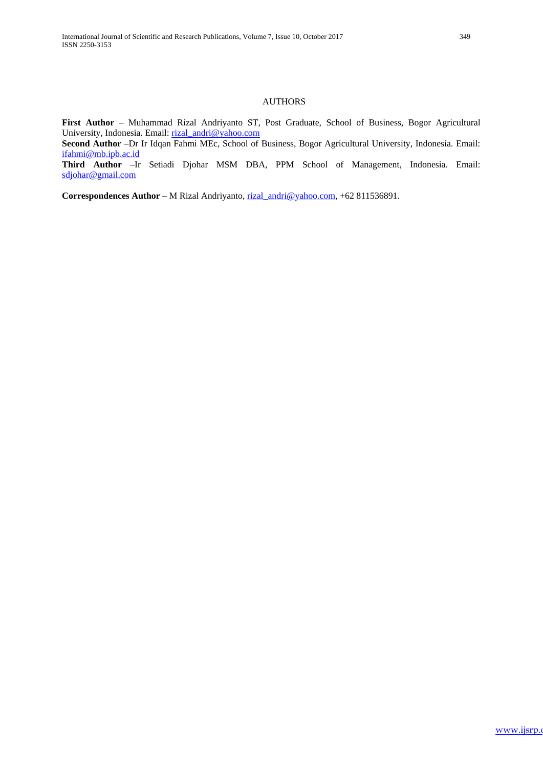## AUTHORS

**First Author** – Muhammad Rizal Andriyanto ST, Post Graduate, School of Business, Bogor Agricultural University, Indonesia. Email: rizal_andri@yahoo.com

**Second Author** –Dr Ir Idqan Fahmi MEc, School of Business, Bogor Agricultural University, Indonesia. Email: ifahmi@mb.ipb.ac.id

**Third Author** –Ir Setiadi Djohar MSM DBA, PPM School of Management, Indonesia. Email: sdjohar@gmail.com

**Correspondences Author** – M Rizal Andriyanto, rizal_andri@yahoo.com, +62 811536891.